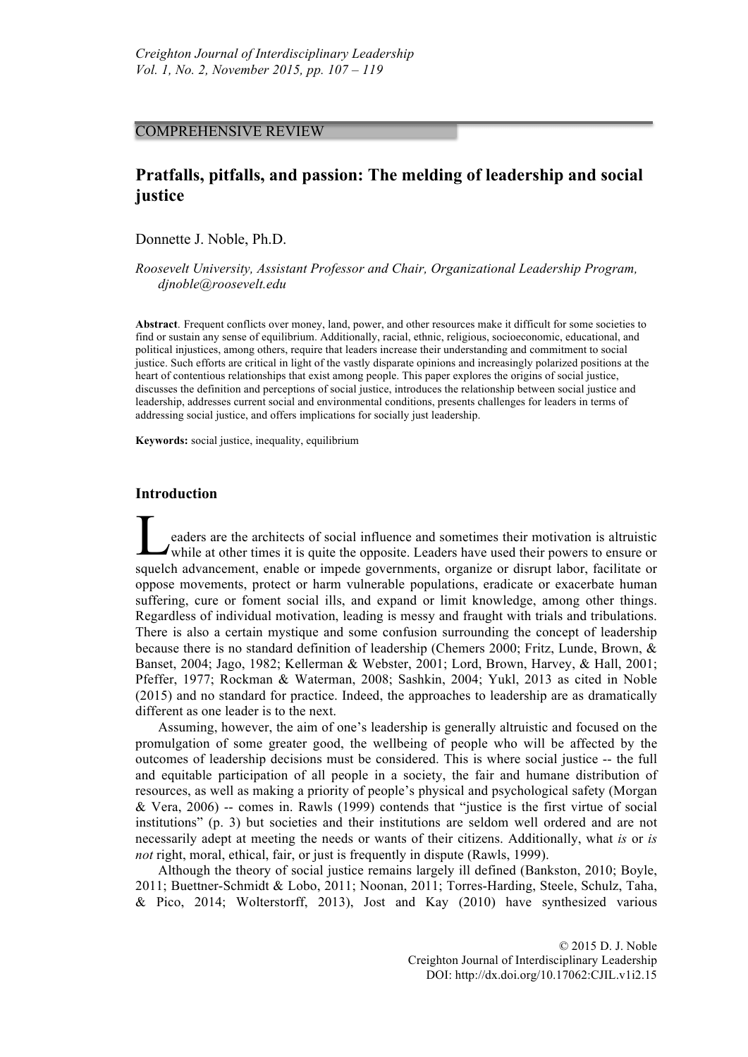COMPREHENSIVE REVIEW

# Pratfalls, pitfalls, and passion: The melding of leadership and social justice

Donnette J. Noble, Ph.D.

*Roosevelt University, Assistant Professor and Chair, Organizational Leadership Program, djnoble@roosevelt.edu*

**Abstract**. Frequent conflicts over money, land, power, and other resources make it difficult for some societies to find or sustain any sense of equilibrium. Additionally, racial, ethnic, religious, socioeconomic, educational, and political injustices, among others, require that leaders increase their understanding and commitment to social justice. Such efforts are critical in light of the vastly disparate opinions and increasingly polarized positions at the heart of contentious relationships that exist among people. This paper explores the origins of social justice, discusses the definition and perceptions of social justice, introduces the relationship between social justice and leadership, addresses current social and environmental conditions, presents challenges for leaders in terms of addressing social justice, and offers implications for socially just leadership.

**Keywords:** social justice, inequality, equilibrium

## Introduction

Leaders are the architects of social influence and sometimes their motivation is altruistic while at other times it is quite the opposite. Leaders have used their powers to ensure or squelch advancement, enable or impede governments, organize or disrupt labor, facilitate or oppose movements, protect or harm vulnerable populations, eradicate or exacerbate human suffering, cure or foment social ills, and expand or limit knowledge, among other things. Regardless of individual motivation, leading is messy and fraught with trials and tribulations. There is also a certain mystique and some confusion surrounding the concept of leadership because there is no standard definition of leadership (Chemers 2000; Fritz, Lunde, Brown, & Banset, 2004; Jago, 1982; Kellerman & Webster, 2001; Lord, Brown, Harvey, & Hall, 2001; Pfeffer, 1977; Rockman & Waterman, 2008; Sashkin, 2004; Yukl, 2013 as cited in Noble (2015) and no standard for practice. Indeed, the approaches to leadership are as dramatically different as one leader is to the next.

Assuming, however, the aim of one's leadership is generally altruistic and focused on the promulgation of some greater good, the wellbeing of people who will be affected by the outcomes of leadership decisions must be considered. This is where social justice -- the full and equitable participation of all people in a society, the fair and humane distribution of resources, as well as making a priority of people's physical and psychological safety (Morgan & Vera, 2006) -- comes in. Rawls (1999) contends that "justice is the first virtue of social institutions" (p. 3) but societies and their institutions are seldom well ordered and are not necessarily adept at meeting the needs or wants of their citizens. Additionally, what *is* or *is not* right, moral, ethical, fair, or just is frequently in dispute (Rawls, 1999).

Although the theory of social justice remains largely ill defined (Bankston, 2010; Boyle, 2011; Buettner-Schmidt & Lobo, 2011; Noonan, 2011; Torres-Harding, Steele, Schulz, Taha, & Pico, 2014; Wolterstorff, 2013), Jost and Kay (2010) have synthesized various

© 2015 D. J. Noble
Creighton Journal of Interdisciplinary Leadership
DOI: http://dx.doi.org/10.17062:CJIL.v1i2.15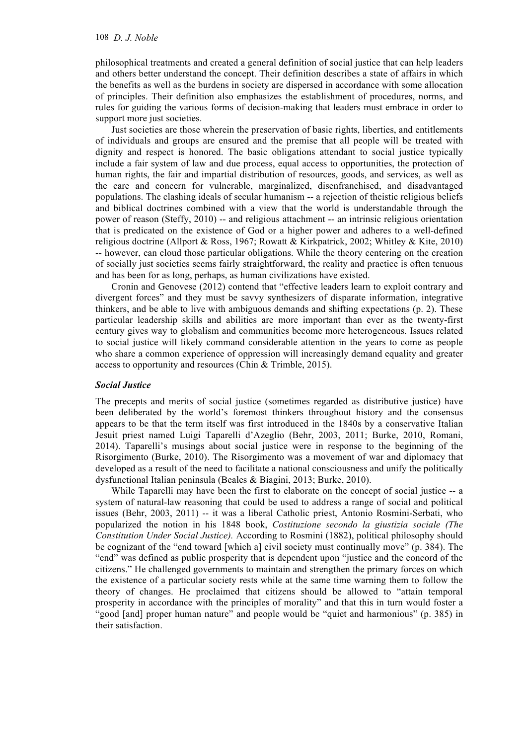philosophical treatments and created a general definition of social justice that can help leaders and others better understand the concept. Their definition describes a state of affairs in which the benefits as well as the burdens in society are dispersed in accordance with some allocation of principles. Their definition also emphasizes the establishment of procedures, norms, and rules for guiding the various forms of decision-making that leaders must embrace in order to support more just societies.

Just societies are those wherein the preservation of basic rights, liberties, and entitlements of individuals and groups are ensured and the premise that all people will be treated with dignity and respect is honored. The basic obligations attendant to social justice typically include a fair system of law and due process, equal access to opportunities, the protection of human rights, the fair and impartial distribution of resources, goods, and services, as well as the care and concern for vulnerable, marginalized, disenfranchised, and disadvantaged populations. The clashing ideals of secular humanism -- a rejection of theistic religious beliefs and biblical doctrines combined with a view that the world is understandable through the power of reason (Steffy, 2010) -- and religious attachment -- an intrinsic religious orientation that is predicated on the existence of God or a higher power and adheres to a well-defined religious doctrine (Allport & Ross, 1967; Rowatt & Kirkpatrick, 2002; Whitley & Kite, 2010) -- however, can cloud those particular obligations. While the theory centering on the creation of socially just societies seems fairly straightforward, the reality and practice is often tenuous and has been for as long, perhaps, as human civilizations have existed.

Cronin and Genovese (2012) contend that "effective leaders learn to exploit contrary and divergent forces" and they must be savvy synthesizers of disparate information, integrative thinkers, and be able to live with ambiguous demands and shifting expectations (p. 2). These particular leadership skills and abilities are more important than ever as the twenty-first century gives way to globalism and communities become more heterogeneous. Issues related to social justice will likely command considerable attention in the years to come as people who share a common experience of oppression will increasingly demand equality and greater access to opportunity and resources (Chin & Trimble, 2015).

### *Social Justice*

The precepts and merits of social justice (sometimes regarded as distributive justice) have been deliberated by the world's foremost thinkers throughout history and the consensus appears to be that the term itself was first introduced in the 1840s by a conservative Italian Jesuit priest named Luigi Taparelli d'Azeglio (Behr, 2003, 2011; Burke, 2010, Romani, 2014). Taparelli's musings about social justice were in response to the beginning of the Risorgimento (Burke, 2010). The Risorgimento was a movement of war and diplomacy that developed as a result of the need to facilitate a national consciousness and unify the politically dysfunctional Italian peninsula (Beales & Biagini, 2013; Burke, 2010).

While Taparelli may have been the first to elaborate on the concept of social justice -- a system of natural-law reasoning that could be used to address a range of social and political issues (Behr, 2003, 2011) -- it was a liberal Catholic priest, Antonio Rosmini-Serbati, who popularized the notion in his 1848 book, *Costituzione secondo la giustizia sociale (The Constitution Under Social Justice).* According to Rosmini (1882), political philosophy should be cognizant of the "end toward [which a] civil society must continually move" (p. 384). The "end" was defined as public prosperity that is dependent upon "justice and the concord of the citizens." He challenged governments to maintain and strengthen the primary forces on which the existence of a particular society rests while at the same time warning them to follow the theory of changes. He proclaimed that citizens should be allowed to "attain temporal prosperity in accordance with the principles of morality" and that this in turn would foster a "good [and] proper human nature" and people would be "quiet and harmonious" (p. 385) in their satisfaction.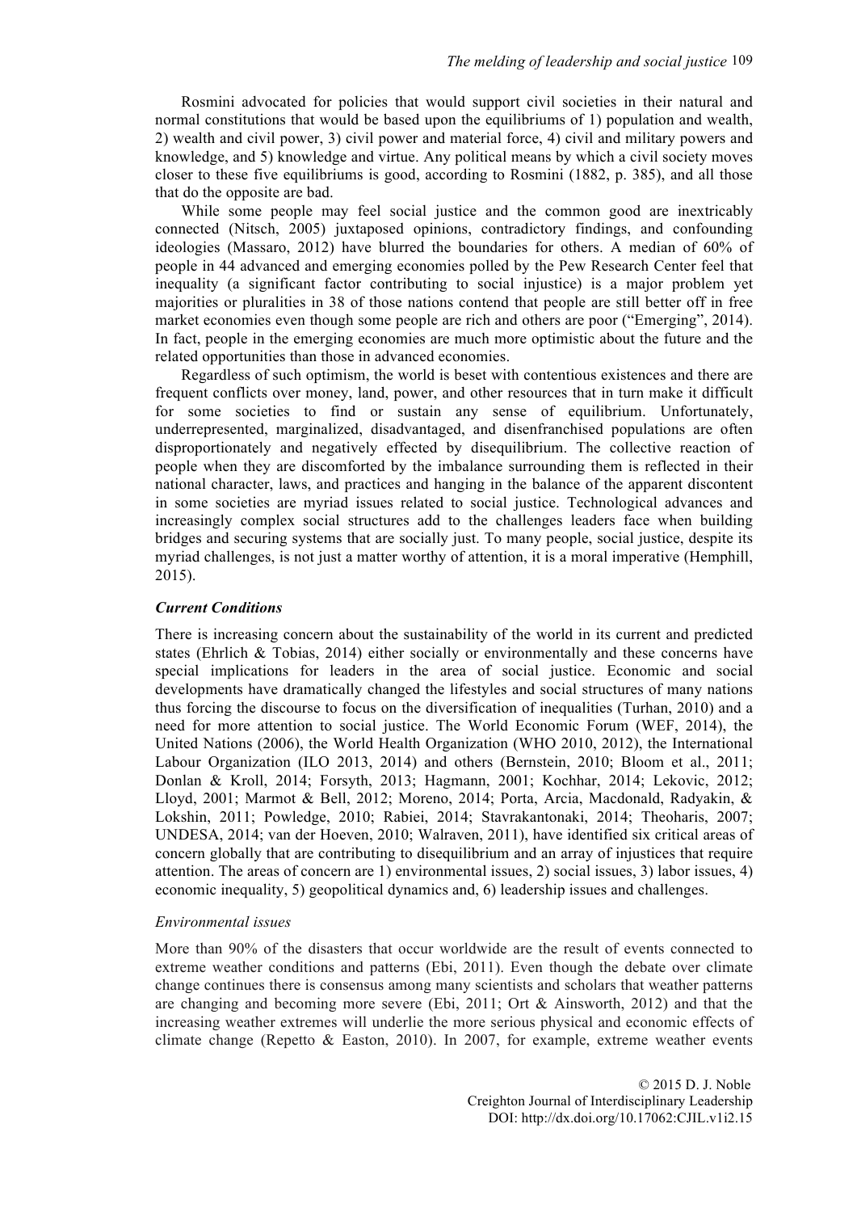Rosmini advocated for policies that would support civil societies in their natural and normal constitutions that would be based upon the equilibriums of 1) population and wealth, 2) wealth and civil power, 3) civil power and material force, 4) civil and military powers and knowledge, and 5) knowledge and virtue. Any political means by which a civil society moves closer to these five equilibriums is good, according to Rosmini (1882, p. 385), and all those that do the opposite are bad.

While some people may feel social justice and the common good are inextricably connected (Nitsch, 2005) juxtaposed opinions, contradictory findings, and confounding ideologies (Massaro, 2012) have blurred the boundaries for others. A median of 60% of people in 44 advanced and emerging economies polled by the Pew Research Center feel that inequality (a significant factor contributing to social injustice) is a major problem yet majorities or pluralities in 38 of those nations contend that people are still better off in free market economies even though some people are rich and others are poor ("Emerging", 2014). In fact, people in the emerging economies are much more optimistic about the future and the related opportunities than those in advanced economies.

Regardless of such optimism, the world is beset with contentious existences and there are frequent conflicts over money, land, power, and other resources that in turn make it difficult for some societies to find or sustain any sense of equilibrium. Unfortunately, underrepresented, marginalized, disadvantaged, and disenfranchised populations are often disproportionately and negatively effected by disequilibrium. The collective reaction of people when they are discomforted by the imbalance surrounding them is reflected in their national character, laws, and practices and hanging in the balance of the apparent discontent in some societies are myriad issues related to social justice. Technological advances and increasingly complex social structures add to the challenges leaders face when building bridges and securing systems that are socially just. To many people, social justice, despite its myriad challenges, is not just a matter worthy of attention, it is a moral imperative (Hemphill, 2015).

### *Current Conditions*

There is increasing concern about the sustainability of the world in its current and predicted states (Ehrlich & Tobias, 2014) either socially or environmentally and these concerns have special implications for leaders in the area of social justice. Economic and social developments have dramatically changed the lifestyles and social structures of many nations thus forcing the discourse to focus on the diversification of inequalities (Turhan, 2010) and a need for more attention to social justice. The World Economic Forum (WEF, 2014), the United Nations (2006), the World Health Organization (WHO 2010, 2012), the International Labour Organization (ILO 2013, 2014) and others (Bernstein, 2010; Bloom et al., 2011; Donlan & Kroll, 2014; Forsyth, 2013; Hagmann, 2001; Kochhar, 2014; Lekovic, 2012; Lloyd, 2001; Marmot & Bell, 2012; Moreno, 2014; Porta, Arcia, Macdonald, Radyakin, & Lokshin, 2011; Powledge, 2010; Rabiei, 2014; Stavrakantonaki, 2014; Theoharis, 2007; UNDESA, 2014; van der Hoeven, 2010; Walraven, 2011), have identified six critical areas of concern globally that are contributing to disequilibrium and an array of injustices that require attention. The areas of concern are 1) environmental issues, 2) social issues, 3) labor issues, 4) economic inequality, 5) geopolitical dynamics and, 6) leadership issues and challenges.

#### *Environmental issues*

More than 90% of the disasters that occur worldwide are the result of events connected to extreme weather conditions and patterns (Ebi, 2011). Even though the debate over climate change continues there is consensus among many scientists and scholars that weather patterns are changing and becoming more severe (Ebi, 2011; Ort & Ainsworth, 2012) and that the increasing weather extremes will underlie the more serious physical and economic effects of climate change (Repetto & Easton, 2010). In 2007, for example, extreme weather events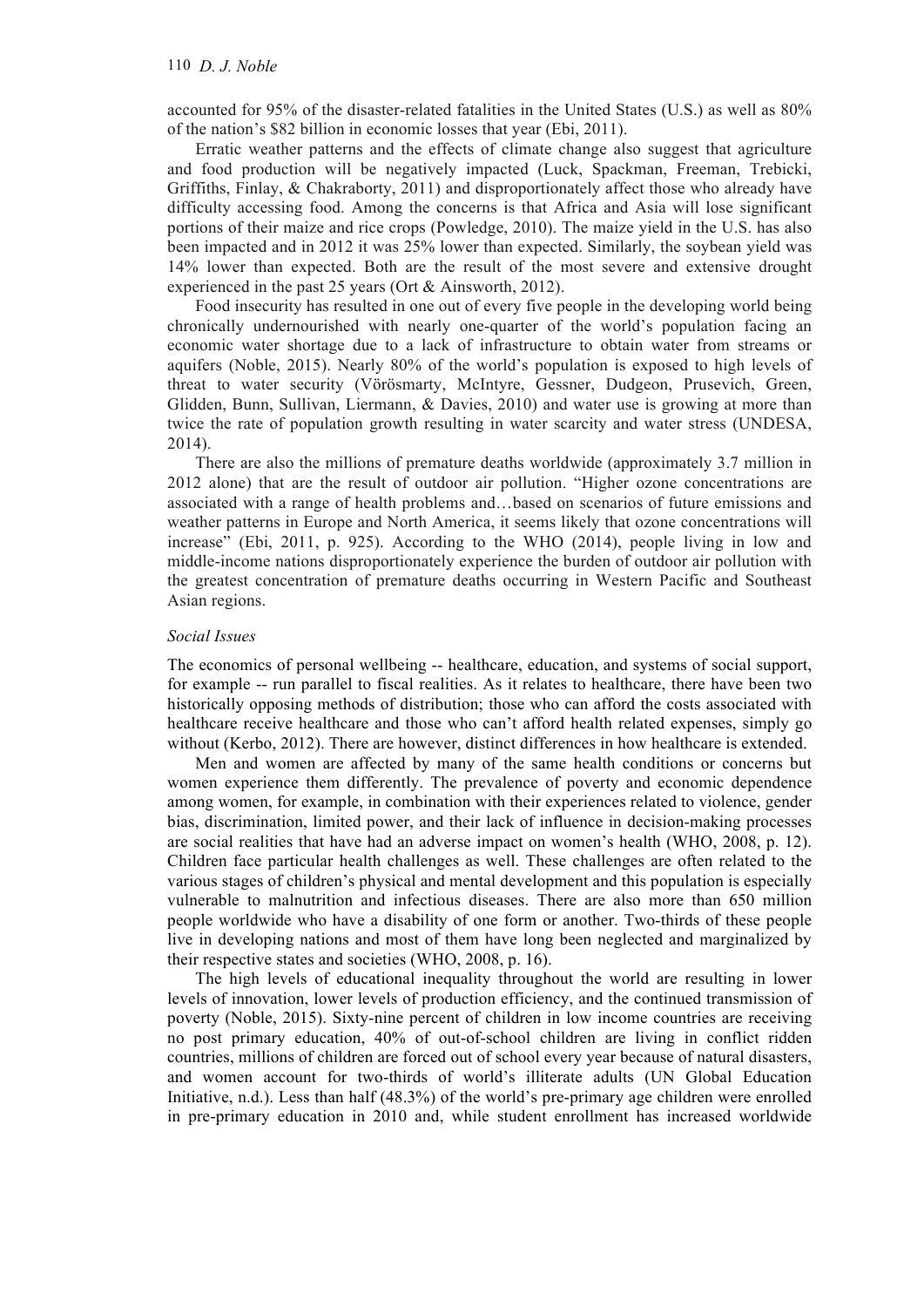accounted for 95% of the disaster-related fatalities in the United States (U.S.) as well as 80% of the nation's $82 billion in economic losses that year (Ebi, 2011).

Erratic weather patterns and the effects of climate change also suggest that agriculture and food production will be negatively impacted (Luck, Spackman, Freeman, Trebicki, Griffiths, Finlay, & Chakraborty, 2011) and disproportionately affect those who already have difficulty accessing food. Among the concerns is that Africa and Asia will lose significant portions of their maize and rice crops (Powledge, 2010). The maize yield in the U.S. has also been impacted and in 2012 it was 25% lower than expected. Similarly, the soybean yield was 14% lower than expected. Both are the result of the most severe and extensive drought experienced in the past 25 years (Ort & Ainsworth, 2012).

Food insecurity has resulted in one out of every five people in the developing world being chronically undernourished with nearly one-quarter of the world's population facing an economic water shortage due to a lack of infrastructure to obtain water from streams or aquifers (Noble, 2015). Nearly 80% of the world's population is exposed to high levels of threat to water security (Vörösmarty, McIntyre, Gessner, Dudgeon, Prusevich, Green, Glidden, Bunn, Sullivan, Liermann, & Davies, 2010) and water use is growing at more than twice the rate of population growth resulting in water scarcity and water stress (UNDESA, 2014).

There are also the millions of premature deaths worldwide (approximately 3.7 million in 2012 alone) that are the result of outdoor air pollution. "Higher ozone concentrations are associated with a range of health problems and…based on scenarios of future emissions and weather patterns in Europe and North America, it seems likely that ozone concentrations will increase" (Ebi, 2011, p. 925). According to the WHO (2014), people living in low and middle-income nations disproportionately experience the burden of outdoor air pollution with the greatest concentration of premature deaths occurring in Western Pacific and Southeast Asian regions.

*Social Issues*

The economics of personal wellbeing -- healthcare, education, and systems of social support, for example -- run parallel to fiscal realities. As it relates to healthcare, there have been two historically opposing methods of distribution; those who can afford the costs associated with healthcare receive healthcare and those who can't afford health related expenses, simply go without (Kerbo, 2012). There are however, distinct differences in how healthcare is extended.

Men and women are affected by many of the same health conditions or concerns but women experience them differently. The prevalence of poverty and economic dependence among women, for example, in combination with their experiences related to violence, gender bias, discrimination, limited power, and their lack of influence in decision-making processes are social realities that have had an adverse impact on women's health (WHO, 2008, p. 12). Children face particular health challenges as well. These challenges are often related to the various stages of children's physical and mental development and this population is especially vulnerable to malnutrition and infectious diseases. There are also more than 650 million people worldwide who have a disability of one form or another. Two-thirds of these people live in developing nations and most of them have long been neglected and marginalized by their respective states and societies (WHO, 2008, p. 16).

The high levels of educational inequality throughout the world are resulting in lower levels of innovation, lower levels of production efficiency, and the continued transmission of poverty (Noble, 2015). Sixty-nine percent of children in low income countries are receiving no post primary education, 40% of out-of-school children are living in conflict ridden countries, millions of children are forced out of school every year because of natural disasters, and women account for two-thirds of world's illiterate adults (UN Global Education Initiative, n.d.). Less than half (48.3%) of the world's pre-primary age children were enrolled in pre-primary education in 2010 and, while student enrollment has increased worldwide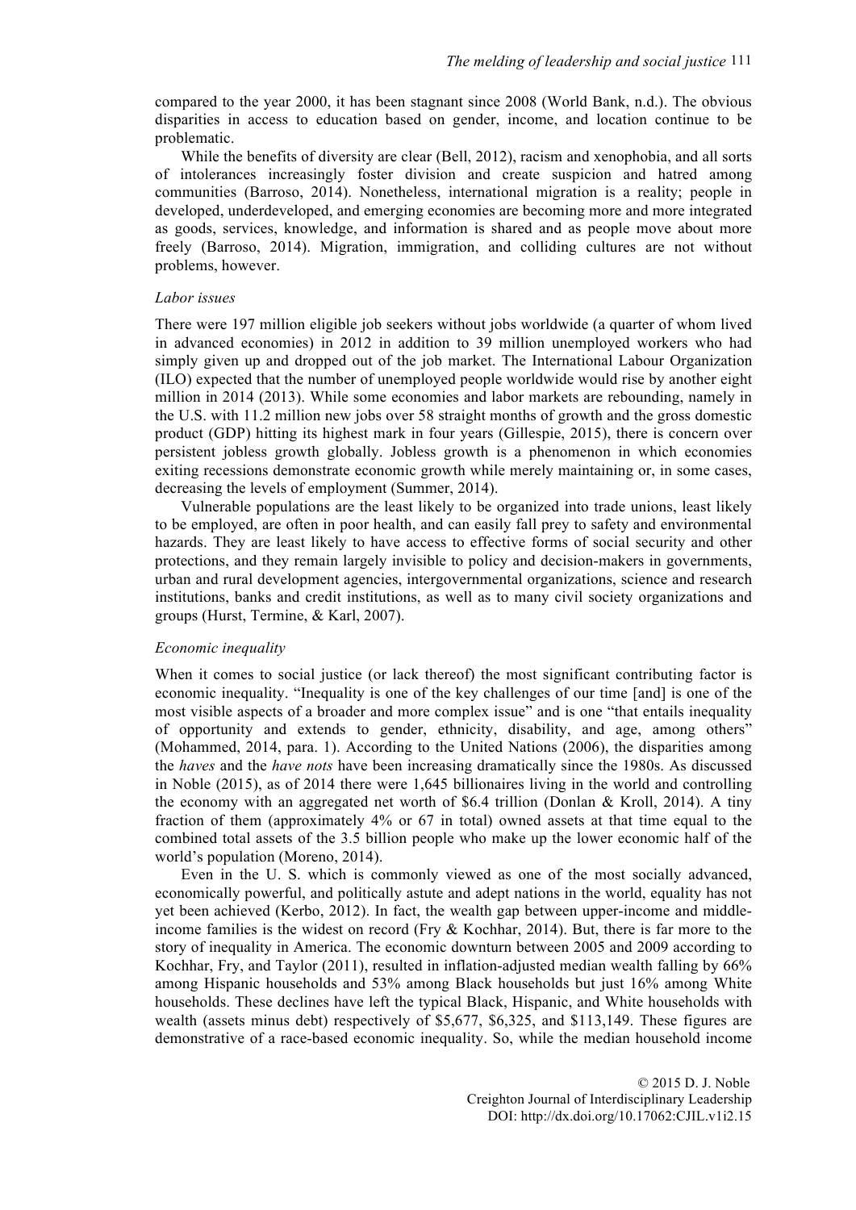compared to the year 2000, it has been stagnant since 2008 (World Bank, n.d.). The obvious disparities in access to education based on gender, income, and location continue to be problematic.

While the benefits of diversity are clear (Bell, 2012), racism and xenophobia, and all sorts of intolerances increasingly foster division and create suspicion and hatred among communities (Barroso, 2014). Nonetheless, international migration is a reality; people in developed, underdeveloped, and emerging economies are becoming more and more integrated as goods, services, knowledge, and information is shared and as people move about more freely (Barroso, 2014). Migration, immigration, and colliding cultures are not without problems, however.

### *Labor issues*

There were 197 million eligible job seekers without jobs worldwide (a quarter of whom lived in advanced economies) in 2012 in addition to 39 million unemployed workers who had simply given up and dropped out of the job market. The International Labour Organization (ILO) expected that the number of unemployed people worldwide would rise by another eight million in 2014 (2013). While some economies and labor markets are rebounding, namely in the U.S. with 11.2 million new jobs over 58 straight months of growth and the gross domestic product (GDP) hitting its highest mark in four years (Gillespie, 2015), there is concern over persistent jobless growth globally. Jobless growth is a phenomenon in which economies exiting recessions demonstrate economic growth while merely maintaining or, in some cases, decreasing the levels of employment (Summer, 2014).

Vulnerable populations are the least likely to be organized into trade unions, least likely to be employed, are often in poor health, and can easily fall prey to safety and environmental hazards. They are least likely to have access to effective forms of social security and other protections, and they remain largely invisible to policy and decision-makers in governments, urban and rural development agencies, intergovernmental organizations, science and research institutions, banks and credit institutions, as well as to many civil society organizations and groups (Hurst, Termine, & Karl, 2007).

### *Economic inequality*

When it comes to social justice (or lack thereof) the most significant contributing factor is economic inequality. "Inequality is one of the key challenges of our time [and] is one of the most visible aspects of a broader and more complex issue" and is one "that entails inequality of opportunity and extends to gender, ethnicity, disability, and age, among others" (Mohammed, 2014, para. 1). According to the United Nations (2006), the disparities among the *haves* and the *have nots* have been increasing dramatically since the 1980s. As discussed in Noble (2015), as of 2014 there were 1,645 billionaires living in the world and controlling the economy with an aggregated net worth of $6.4 trillion (Donlan & Kroll, 2014). A tiny fraction of them (approximately 4% or 67 in total) owned assets at that time equal to the combined total assets of the 3.5 billion people who make up the lower economic half of the world's population (Moreno, 2014).

Even in the U. S. which is commonly viewed as one of the most socially advanced, economically powerful, and politically astute and adept nations in the world, equality has not yet been achieved (Kerbo, 2012). In fact, the wealth gap between upper-income and middle-income families is the widest on record (Fry & Kochhar, 2014). But, there is far more to the story of inequality in America. The economic downturn between 2005 and 2009 according to Kochhar, Fry, and Taylor (2011), resulted in inflation-adjusted median wealth falling by 66% among Hispanic households and 53% among Black households but just 16% among White households. These declines have left the typical Black, Hispanic, and White households with wealth (assets minus debt) respectively of $5,677, $6,325, and $113,149. These figures are demonstrative of a race-based economic inequality. So, while the median household income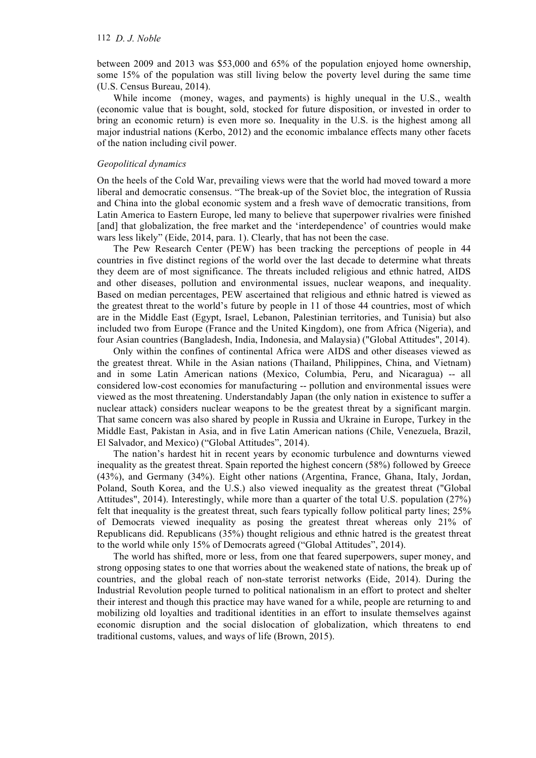between 2009 and 2013 was $53,000 and 65% of the population enjoyed home ownership, some 15% of the population was still living below the poverty level during the same time (U.S. Census Bureau, 2014).

While income (money, wages, and payments) is highly unequal in the U.S., wealth (economic value that is bought, sold, stocked for future disposition, or invested in order to bring an economic return) is even more so. Inequality in the U.S. is the highest among all major industrial nations (Kerbo, 2012) and the economic imbalance effects many other facets of the nation including civil power.

### *Geopolitical dynamics*

On the heels of the Cold War, prevailing views were that the world had moved toward a more liberal and democratic consensus. "The break-up of the Soviet bloc, the integration of Russia and China into the global economic system and a fresh wave of democratic transitions, from Latin America to Eastern Europe, led many to believe that superpower rivalries were finished [and] that globalization, the free market and the 'interdependence' of countries would make wars less likely" (Eide, 2014, para. 1). Clearly, that has not been the case.

The Pew Research Center (PEW) has been tracking the perceptions of people in 44 countries in five distinct regions of the world over the last decade to determine what threats they deem are of most significance. The threats included religious and ethnic hatred, AIDS and other diseases, pollution and environmental issues, nuclear weapons, and inequality. Based on median percentages, PEW ascertained that religious and ethnic hatred is viewed as the greatest threat to the world's future by people in 11 of those 44 countries, most of which are in the Middle East (Egypt, Israel, Lebanon, Palestinian territories, and Tunisia) but also included two from Europe (France and the United Kingdom), one from Africa (Nigeria), and four Asian countries (Bangladesh, India, Indonesia, and Malaysia) ("Global Attitudes", 2014).

Only within the confines of continental Africa were AIDS and other diseases viewed as the greatest threat. While in the Asian nations (Thailand, Philippines, China, and Vietnam) and in some Latin American nations (Mexico, Columbia, Peru, and Nicaragua) -- all considered low-cost economies for manufacturing -- pollution and environmental issues were viewed as the most threatening. Understandably Japan (the only nation in existence to suffer a nuclear attack) considers nuclear weapons to be the greatest threat by a significant margin. That same concern was also shared by people in Russia and Ukraine in Europe, Turkey in the Middle East, Pakistan in Asia, and in five Latin American nations (Chile, Venezuela, Brazil, El Salvador, and Mexico) ("Global Attitudes", 2014).

The nation's hardest hit in recent years by economic turbulence and downturns viewed inequality as the greatest threat. Spain reported the highest concern (58%) followed by Greece (43%), and Germany (34%). Eight other nations (Argentina, France, Ghana, Italy, Jordan, Poland, South Korea, and the U.S.) also viewed inequality as the greatest threat ("Global Attitudes", 2014). Interestingly, while more than a quarter of the total U.S. population (27%) felt that inequality is the greatest threat, such fears typically follow political party lines; 25% of Democrats viewed inequality as posing the greatest threat whereas only 21% of Republicans did. Republicans (35%) thought religious and ethnic hatred is the greatest threat to the world while only 15% of Democrats agreed ("Global Attitudes", 2014).

The world has shifted, more or less, from one that feared superpowers, super money, and strong opposing states to one that worries about the weakened state of nations, the break up of countries, and the global reach of non-state terrorist networks (Eide, 2014). During the Industrial Revolution people turned to political nationalism in an effort to protect and shelter their interest and though this practice may have waned for a while, people are returning to and mobilizing old loyalties and traditional identities in an effort to insulate themselves against economic disruption and the social dislocation of globalization, which threatens to end traditional customs, values, and ways of life (Brown, 2015).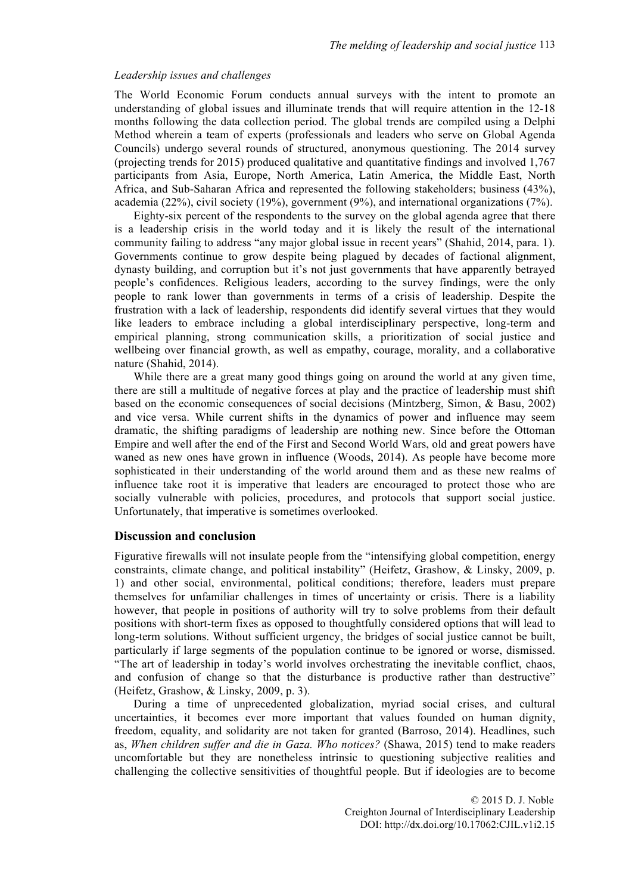*Leadership issues and challenges*

The World Economic Forum conducts annual surveys with the intent to promote an understanding of global issues and illuminate trends that will require attention in the 12-18 months following the data collection period. The global trends are compiled using a Delphi Method wherein a team of experts (professionals and leaders who serve on Global Agenda Councils) undergo several rounds of structured, anonymous questioning. The 2014 survey (projecting trends for 2015) produced qualitative and quantitative findings and involved 1,767 participants from Asia, Europe, North America, Latin America, the Middle East, North Africa, and Sub-Saharan Africa and represented the following stakeholders; business (43%), academia (22%), civil society (19%), government (9%), and international organizations (7%).

Eighty-six percent of the respondents to the survey on the global agenda agree that there is a leadership crisis in the world today and it is likely the result of the international community failing to address "any major global issue in recent years" (Shahid, 2014, para. 1). Governments continue to grow despite being plagued by decades of factional alignment, dynasty building, and corruption but it's not just governments that have apparently betrayed people's confidences. Religious leaders, according to the survey findings, were the only people to rank lower than governments in terms of a crisis of leadership. Despite the frustration with a lack of leadership, respondents did identify several virtues that they would like leaders to embrace including a global interdisciplinary perspective, long-term and empirical planning, strong communication skills, a prioritization of social justice and wellbeing over financial growth, as well as empathy, courage, morality, and a collaborative nature (Shahid, 2014).

While there are a great many good things going on around the world at any given time, there are still a multitude of negative forces at play and the practice of leadership must shift based on the economic consequences of social decisions (Mintzberg, Simon, & Basu, 2002) and vice versa. While current shifts in the dynamics of power and influence may seem dramatic, the shifting paradigms of leadership are nothing new. Since before the Ottoman Empire and well after the end of the First and Second World Wars, old and great powers have waned as new ones have grown in influence (Woods, 2014). As people have become more sophisticated in their understanding of the world around them and as these new realms of influence take root it is imperative that leaders are encouraged to protect those who are socially vulnerable with policies, procedures, and protocols that support social justice. Unfortunately, that imperative is sometimes overlooked.

## Discussion and conclusion

Figurative firewalls will not insulate people from the "intensifying global competition, energy constraints, climate change, and political instability" (Heifetz, Grashow, & Linsky, 2009, p. 1) and other social, environmental, political conditions; therefore, leaders must prepare themselves for unfamiliar challenges in times of uncertainty or crisis. There is a liability however, that people in positions of authority will try to solve problems from their default positions with short-term fixes as opposed to thoughtfully considered options that will lead to long-term solutions. Without sufficient urgency, the bridges of social justice cannot be built, particularly if large segments of the population continue to be ignored or worse, dismissed. "The art of leadership in today's world involves orchestrating the inevitable conflict, chaos, and confusion of change so that the disturbance is productive rather than destructive" (Heifetz, Grashow, & Linsky, 2009, p. 3).

During a time of unprecedented globalization, myriad social crises, and cultural uncertainties, it becomes ever more important that values founded on human dignity, freedom, equality, and solidarity are not taken for granted (Barroso, 2014). Headlines, such as, *When children suffer and die in Gaza. Who notices?* (Shawa, 2015) tend to make readers uncomfortable but they are nonetheless intrinsic to questioning subjective realities and challenging the collective sensitivities of thoughtful people. But if ideologies are to become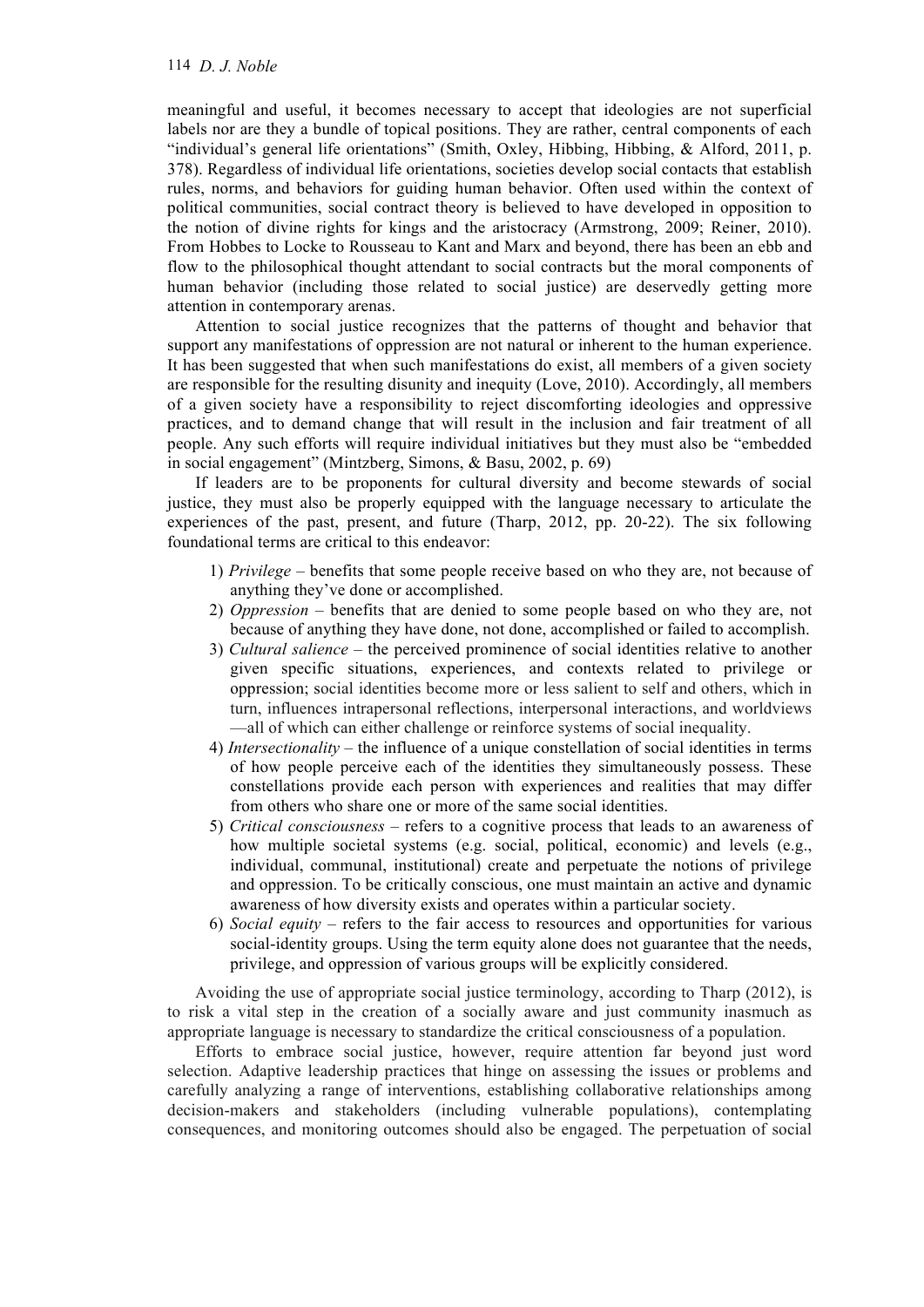meaningful and useful, it becomes necessary to accept that ideologies are not superficial labels nor are they a bundle of topical positions. They are rather, central components of each "individual's general life orientations" (Smith, Oxley, Hibbing, Hibbing, & Alford, 2011, p. 378). Regardless of individual life orientations, societies develop social contacts that establish rules, norms, and behaviors for guiding human behavior. Often used within the context of political communities, social contract theory is believed to have developed in opposition to the notion of divine rights for kings and the aristocracy (Armstrong, 2009; Reiner, 2010). From Hobbes to Locke to Rousseau to Kant and Marx and beyond, there has been an ebb and flow to the philosophical thought attendant to social contracts but the moral components of human behavior (including those related to social justice) are deservedly getting more attention in contemporary arenas.

Attention to social justice recognizes that the patterns of thought and behavior that support any manifestations of oppression are not natural or inherent to the human experience. It has been suggested that when such manifestations do exist, all members of a given society are responsible for the resulting disunity and inequity (Love, 2010). Accordingly, all members of a given society have a responsibility to reject discomforting ideologies and oppressive practices, and to demand change that will result in the inclusion and fair treatment of all people. Any such efforts will require individual initiatives but they must also be "embedded in social engagement" (Mintzberg, Simons, & Basu, 2002, p. 69)

If leaders are to be proponents for cultural diversity and become stewards of social justice, they must also be properly equipped with the language necessary to articulate the experiences of the past, present, and future (Tharp, 2012, pp. 20-22). The six following foundational terms are critical to this endeavor:

1) *Privilege* – benefits that some people receive based on who they are, not because of anything they've done or accomplished.
2) *Oppression* – benefits that are denied to some people based on who they are, not because of anything they have done, not done, accomplished or failed to accomplish.
3) *Cultural salience* – the perceived prominence of social identities relative to another given specific situations, experiences, and contexts related to privilege or oppression; social identities become more or less salient to self and others, which in turn, influences intrapersonal reflections, interpersonal interactions, and worldviews —all of which can either challenge or reinforce systems of social inequality.
4) *Intersectionality* – the influence of a unique constellation of social identities in terms of how people perceive each of the identities they simultaneously possess. These constellations provide each person with experiences and realities that may differ from others who share one or more of the same social identities.
5) *Critical consciousness* – refers to a cognitive process that leads to an awareness of how multiple societal systems (e.g. social, political, economic) and levels (e.g., individual, communal, institutional) create and perpetuate the notions of privilege and oppression. To be critically conscious, one must maintain an active and dynamic awareness of how diversity exists and operates within a particular society.
6) *Social equity* – refers to the fair access to resources and opportunities for various social-identity groups. Using the term equity alone does not guarantee that the needs, privilege, and oppression of various groups will be explicitly considered.

Avoiding the use of appropriate social justice terminology, according to Tharp (2012), is to risk a vital step in the creation of a socially aware and just community inasmuch as appropriate language is necessary to standardize the critical consciousness of a population.

Efforts to embrace social justice, however, require attention far beyond just word selection. Adaptive leadership practices that hinge on assessing the issues or problems and carefully analyzing a range of interventions, establishing collaborative relationships among decision-makers and stakeholders (including vulnerable populations), contemplating consequences, and monitoring outcomes should also be engaged. The perpetuation of social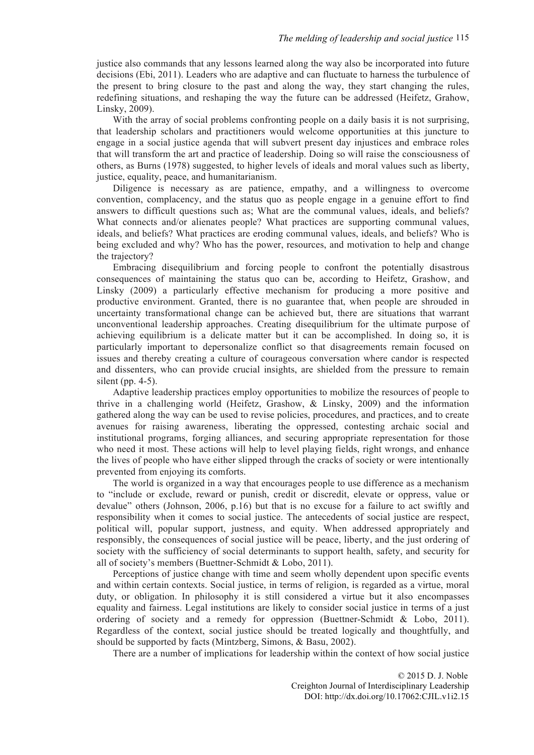justice also commands that any lessons learned along the way also be incorporated into future decisions (Ebi, 2011). Leaders who are adaptive and can fluctuate to harness the turbulence of the present to bring closure to the past and along the way, they start changing the rules, redefining situations, and reshaping the way the future can be addressed (Heifetz, Grahow, Linsky, 2009).

With the array of social problems confronting people on a daily basis it is not surprising, that leadership scholars and practitioners would welcome opportunities at this juncture to engage in a social justice agenda that will subvert present day injustices and embrace roles that will transform the art and practice of leadership. Doing so will raise the consciousness of others, as Burns (1978) suggested, to higher levels of ideals and moral values such as liberty, justice, equality, peace, and humanitarianism.

Diligence is necessary as are patience, empathy, and a willingness to overcome convention, complacency, and the status quo as people engage in a genuine effort to find answers to difficult questions such as; What are the communal values, ideals, and beliefs? What connects and/or alienates people? What practices are supporting communal values, ideals, and beliefs? What practices are eroding communal values, ideals, and beliefs? Who is being excluded and why? Who has the power, resources, and motivation to help and change the trajectory?

Embracing disequilibrium and forcing people to confront the potentially disastrous consequences of maintaining the status quo can be, according to Heifetz, Grashow, and Linsky (2009) a particularly effective mechanism for producing a more positive and productive environment. Granted, there is no guarantee that, when people are shrouded in uncertainty transformational change can be achieved but, there are situations that warrant unconventional leadership approaches. Creating disequilibrium for the ultimate purpose of achieving equilibrium is a delicate matter but it can be accomplished. In doing so, it is particularly important to depersonalize conflict so that disagreements remain focused on issues and thereby creating a culture of courageous conversation where candor is respected and dissenters, who can provide crucial insights, are shielded from the pressure to remain silent (pp. 4-5).

Adaptive leadership practices employ opportunities to mobilize the resources of people to thrive in a challenging world (Heifetz, Grashow, & Linsky, 2009) and the information gathered along the way can be used to revise policies, procedures, and practices, and to create avenues for raising awareness, liberating the oppressed, contesting archaic social and institutional programs, forging alliances, and securing appropriate representation for those who need it most. These actions will help to level playing fields, right wrongs, and enhance the lives of people who have either slipped through the cracks of society or were intentionally prevented from enjoying its comforts.

The world is organized in a way that encourages people to use difference as a mechanism to "include or exclude, reward or punish, credit or discredit, elevate or oppress, value or devalue" others (Johnson, 2006, p.16) but that is no excuse for a failure to act swiftly and responsibility when it comes to social justice. The antecedents of social justice are respect, political will, popular support, justness, and equity. When addressed appropriately and responsibly, the consequences of social justice will be peace, liberty, and the just ordering of society with the sufficiency of social determinants to support health, safety, and security for all of society's members (Buettner-Schmidt & Lobo, 2011).

Perceptions of justice change with time and seem wholly dependent upon specific events and within certain contexts. Social justice, in terms of religion, is regarded as a virtue, moral duty, or obligation. In philosophy it is still considered a virtue but it also encompasses equality and fairness. Legal institutions are likely to consider social justice in terms of a just ordering of society and a remedy for oppression (Buettner-Schmidt & Lobo, 2011). Regardless of the context, social justice should be treated logically and thoughtfully, and should be supported by facts (Mintzberg, Simons, & Basu, 2002).

There are a number of implications for leadership within the context of how social justice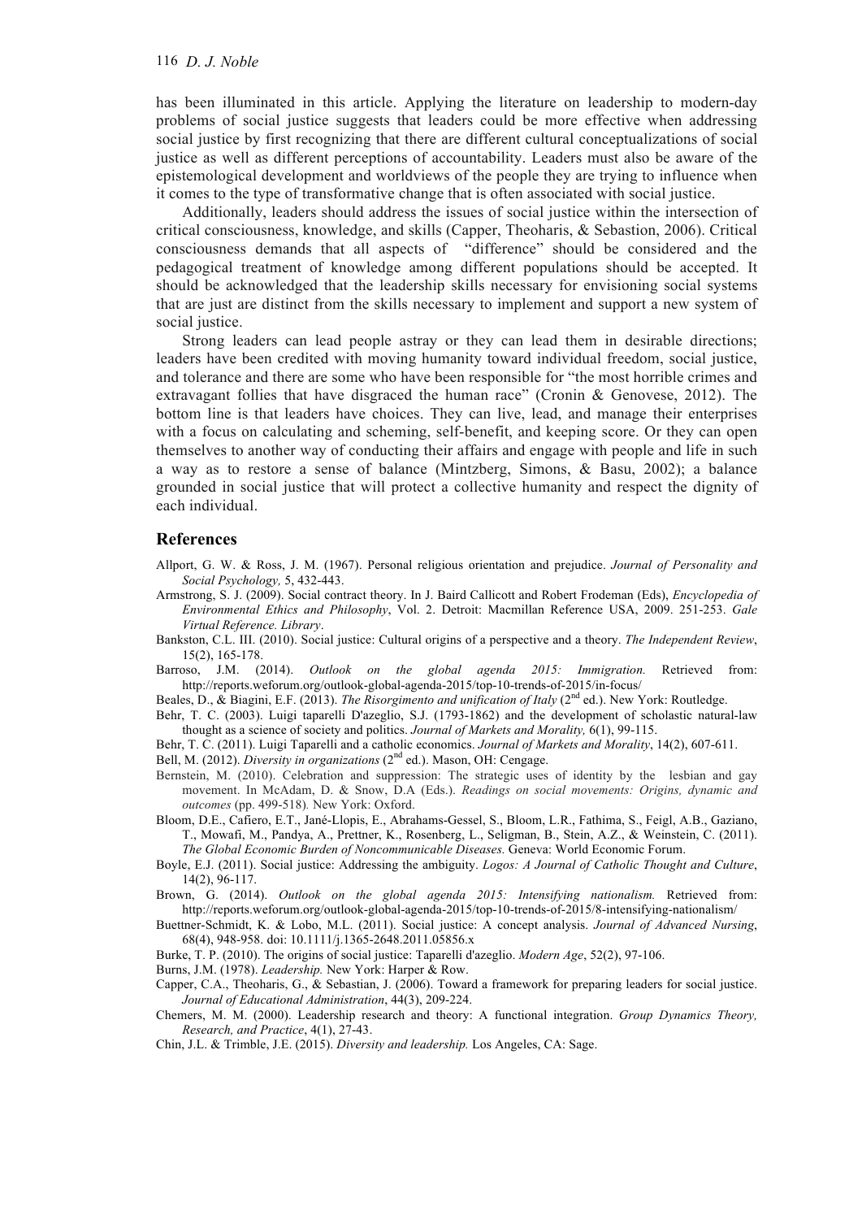has been illuminated in this article. Applying the literature on leadership to modern-day problems of social justice suggests that leaders could be more effective when addressing social justice by first recognizing that there are different cultural conceptualizations of social justice as well as different perceptions of accountability. Leaders must also be aware of the epistemological development and worldviews of the people they are trying to influence when it comes to the type of transformative change that is often associated with social justice.

Additionally, leaders should address the issues of social justice within the intersection of critical consciousness, knowledge, and skills (Capper, Theoharis, & Sebastion, 2006). Critical consciousness demands that all aspects of "difference" should be considered and the pedagogical treatment of knowledge among different populations should be accepted. It should be acknowledged that the leadership skills necessary for envisioning social systems that are just are distinct from the skills necessary to implement and support a new system of social justice.

Strong leaders can lead people astray or they can lead them in desirable directions; leaders have been credited with moving humanity toward individual freedom, social justice, and tolerance and there are some who have been responsible for "the most horrible crimes and extravagant follies that have disgraced the human race" (Cronin & Genovese, 2012). The bottom line is that leaders have choices. They can live, lead, and manage their enterprises with a focus on calculating and scheming, self-benefit, and keeping score. Or they can open themselves to another way of conducting their affairs and engage with people and life in such a way as to restore a sense of balance (Mintzberg, Simons, & Basu, 2002); a balance grounded in social justice that will protect a collective humanity and respect the dignity of each individual.

## References

Allport, G. W. & Ross, J. M. (1967). Personal religious orientation and prejudice. *Journal of Personality and Social Psychology,* 5, 432-443.

Armstrong, S. J. (2009). Social contract theory. In J. Baird Callicott and Robert Frodeman (Eds), *Encyclopedia of Environmental Ethics and Philosophy*, Vol. 2. Detroit: Macmillan Reference USA, 2009. 251-253. *Gale Virtual Reference. Library*.

Bankston, C.L. III. (2010). Social justice: Cultural origins of a perspective and a theory. *The Independent Review*, 15(2), 165-178.

Barroso, J.M. (2014). *Outlook on the global agenda 2015: Immigration.* Retrieved from: http://reports.weforum.org/outlook-global-agenda-2015/top-10-trends-of-2015/in-focus/

Beales, D., & Biagini, E.F. (2013). *The Risorgimento and unification of Italy* (2nd ed.). New York: Routledge.

Behr, T. C. (2003). Luigi taparelli D'azeglio, S.J. (1793-1862) and the development of scholastic natural-law thought as a science of society and politics. *Journal of Markets and Morality,* 6(1), 99-115.

Behr, T. C. (2011). Luigi Taparelli and a catholic economics. *Journal of Markets and Morality*, 14(2), 607-611.

Bell, M. (2012). *Diversity in organizations* (2nd ed.). Mason, OH: Cengage.

Bernstein, M. (2010). Celebration and suppression: The strategic uses of identity by the lesbian and gay movement. In McAdam, D. & Snow, D.A (Eds.). *Readings on social movements: Origins, dynamic and outcomes* (pp. 499-518). New York: Oxford.

Bloom, D.E., Cafiero, E.T., Jané-Llopis, E., Abrahams-Gessel, S., Bloom, L.R., Fathima, S., Feigl, A.B., Gaziano, T., Mowafi, M., Pandya, A., Prettner, K., Rosenberg, L., Seligman, B., Stein, A.Z., & Weinstein, C. (2011). *The Global Economic Burden of Noncommunicable Diseases.* Geneva: World Economic Forum.

Boyle, E.J. (2011). Social justice: Addressing the ambiguity. *Logos: A Journal of Catholic Thought and Culture*, 14(2), 96-117.

Brown, G. (2014). *Outlook on the global agenda 2015: Intensifying nationalism.* Retrieved from: http://reports.weforum.org/outlook-global-agenda-2015/top-10-trends-of-2015/8-intensifying-nationalism/

Buettner-Schmidt, K. & Lobo, M.L. (2011). Social justice: A concept analysis. *Journal of Advanced Nursing*, 68(4), 948-958. doi: 10.1111/j.1365-2648.2011.05856.x

Burke, T. P. (2010). The origins of social justice: Taparelli d'azeglio. *Modern Age*, 52(2), 97-106.

Burns, J.M. (1978). *Leadership.* New York: Harper & Row.

Capper, C.A., Theoharis, G., & Sebastian, J. (2006). Toward a framework for preparing leaders for social justice. *Journal of Educational Administration*, 44(3), 209-224.

Chemers, M. M. (2000). Leadership research and theory: A functional integration. *Group Dynamics Theory, Research, and Practice*, 4(1), 27-43.

Chin, J.L. & Trimble, J.E. (2015). *Diversity and leadership.* Los Angeles, CA: Sage.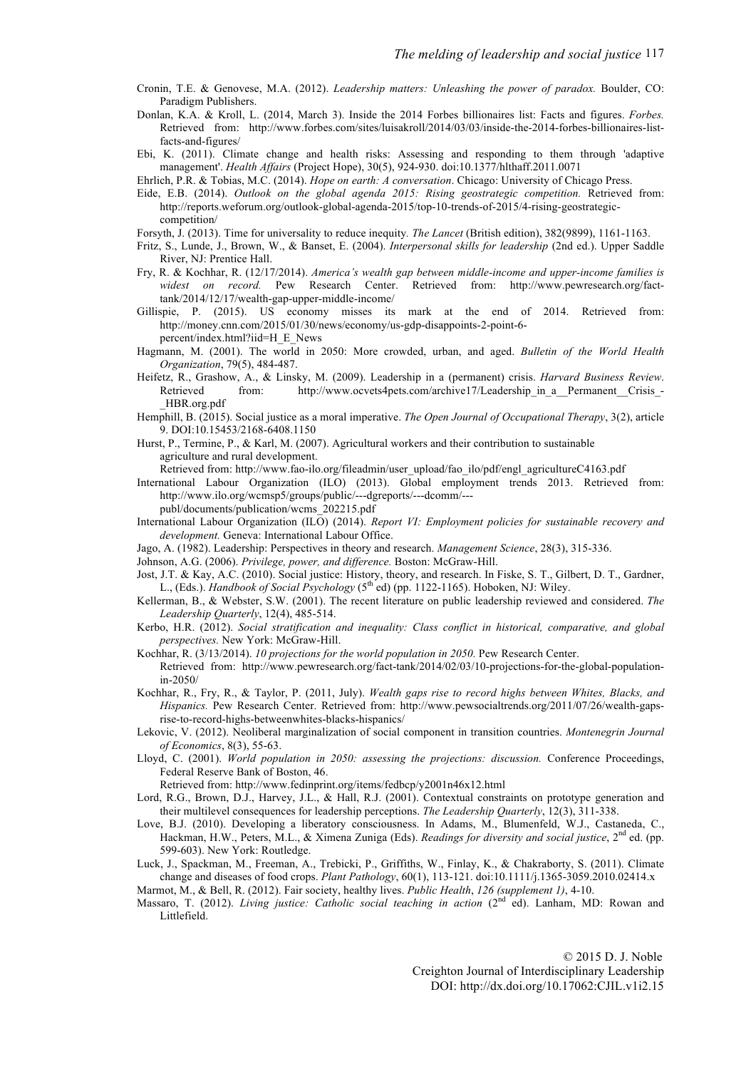Cronin, T.E. & Genovese, M.A. (2012). *Leadership matters: Unleashing the power of paradox.* Boulder, CO: Paradigm Publishers.

Donlan, K.A. & Kroll, L. (2014, March 3). Inside the 2014 Forbes billionaires list: Facts and figures. *Forbes.* Retrieved from: http://www.forbes.com/sites/luisakroll/2014/03/03/inside-the-2014-forbes-billionaires-list-facts-and-figures/

Ebi, K. (2011). Climate change and health risks: Assessing and responding to them through 'adaptive management'. *Health Affairs* (Project Hope), 30(5), 924-930. doi:10.1377/hlthaff.2011.0071

Ehrlich, P.R. & Tobias, M.C. (2014). *Hope on earth: A conversation*. Chicago: University of Chicago Press.

Eide, E.B. (2014). *Outlook on the global agenda 2015: Rising geostrategic competition.* Retrieved from: http://reports.weforum.org/outlook-global-agenda-2015/top-10-trends-of-2015/4-rising-geostrategic-competition/

Forsyth, J. (2013). Time for universality to reduce inequity. *The Lancet* (British edition), 382(9899), 1161-1163.

Fritz, S., Lunde, J., Brown, W., & Banset, E. (2004). *Interpersonal skills for leadership* (2nd ed.). Upper Saddle River, NJ: Prentice Hall.

Fry, R. & Kochhar, R. (12/17/2014). *America's wealth gap between middle-income and upper-income families is widest on record.* Pew Research Center. Retrieved from: http://www.pewresearch.org/fact-tank/2014/12/17/wealth-gap-upper-middle-income/

Gillispie, P. (2015). US economy misses its mark at the end of 2014. Retrieved from: http://money.cnn.com/2015/01/30/news/economy/us-gdp-disappoints-2-point-6-percent/index.html?iid=H_E_News

Hagmann, M. (2001). The world in 2050: More crowded, urban, and aged. *Bulletin of the World Health Organization*, 79(5), 484-487.

Heifetz, R., Grashow, A., & Linsky, M. (2009). Leadership in a (permanent) crisis. *Harvard Business Review*. Retrieved from: http://www.ocvets4pets.com/archive17/Leadership_in_a__Permanent__Crisis_-_HBR.org.pdf

Hemphill, B. (2015). Social justice as a moral imperative. *The Open Journal of Occupational Therapy*, 3(2), article 9. DOI:10.15453/2168-6408.1150

Hurst, P., Termine, P., & Karl, M. (2007). Agricultural workers and their contribution to sustainable agriculture and rural development. Retrieved from: http://www.fao-ilo.org/fileadmin/user_upload/fao_ilo/pdf/engl_agricultureC4163.pdf

International Labour Organization (ILO) (2013). Global employment trends 2013. Retrieved from: http://www.ilo.org/wcmsp5/groups/public/---dgreports/---dcomm/---publ/documents/publication/wcms_202215.pdf

International Labour Organization (ILO) (2014). *Report VI: Employment policies for sustainable recovery and development.* Geneva: International Labour Office.

Jago, A. (1982). Leadership: Perspectives in theory and research. *Management Science*, 28(3), 315-336.

Johnson, A.G. (2006). *Privilege, power, and difference.* Boston: McGraw-Hill.

Jost, J.T. & Kay, A.C. (2010). Social justice: History, theory, and research. In Fiske, S. T., Gilbert, D. T., Gardner, L., (Eds.). *Handbook of Social Psychology* (5th ed) (pp. 1122-1165). Hoboken, NJ: Wiley.

Kellerman, B., & Webster, S.W. (2001). The recent literature on public leadership reviewed and considered. *The Leadership Quarterly*, 12(4), 485-514.

Kerbo, H.R. (2012). *Social stratification and inequality: Class conflict in historical, comparative, and global perspectives.* New York: McGraw-Hill.

Kochhar, R. (3/13/2014). *10 projections for the world population in 2050.* Pew Research Center. Retrieved from: http://www.pewresearch.org/fact-tank/2014/02/03/10-projections-for-the-global-population-in-2050/

Kochhar, R., Fry, R., & Taylor, P. (2011, July). *Wealth gaps rise to record highs between Whites, Blacks, and Hispanics.* Pew Research Center. Retrieved from: http://www.pewsocialtrends.org/2011/07/26/wealth-gaps-rise-to-record-highs-betweenwhites-blacks-hispanics/

Lekovic, V. (2012). Neoliberal marginalization of social component in transition countries. *Montenegrin Journal of Economics*, 8(3), 55-63.

Lloyd, C. (2001). *World population in 2050: assessing the projections: discussion.* Conference Proceedings, Federal Reserve Bank of Boston, 46. Retrieved from: http://www.fedinprint.org/items/fedbcp/y2001n46x12.html

Lord, R.G., Brown, D.J., Harvey, J.L., & Hall, R.J. (2001). Contextual constraints on prototype generation and their multilevel consequences for leadership perceptions. *The Leadership Quarterly*, 12(3), 311-338.

Love, B.J. (2010). Developing a liberatory consciousness. In Adams, M., Blumenfeld, W.J., Castaneda, C., Hackman, H.W., Peters, M.L., & Ximena Zuniga (Eds). *Readings for diversity and social justice*, 2nd ed. (pp. 599-603). New York: Routledge.

Luck, J., Spackman, M., Freeman, A., Trebicki, P., Griffiths, W., Finlay, K., & Chakraborty, S. (2011). Climate change and diseases of food crops. *Plant Pathology*, 60(1), 113-121. doi:10.1111/j.1365-3059.2010.02414.x

Marmot, M., & Bell, R. (2012). Fair society, healthy lives. *Public Health*, *126 (supplement 1)*, 4-10.

Massaro, T. (2012). *Living justice: Catholic social teaching in action* (2nd ed). Lanham, MD: Rowan and Littlefield.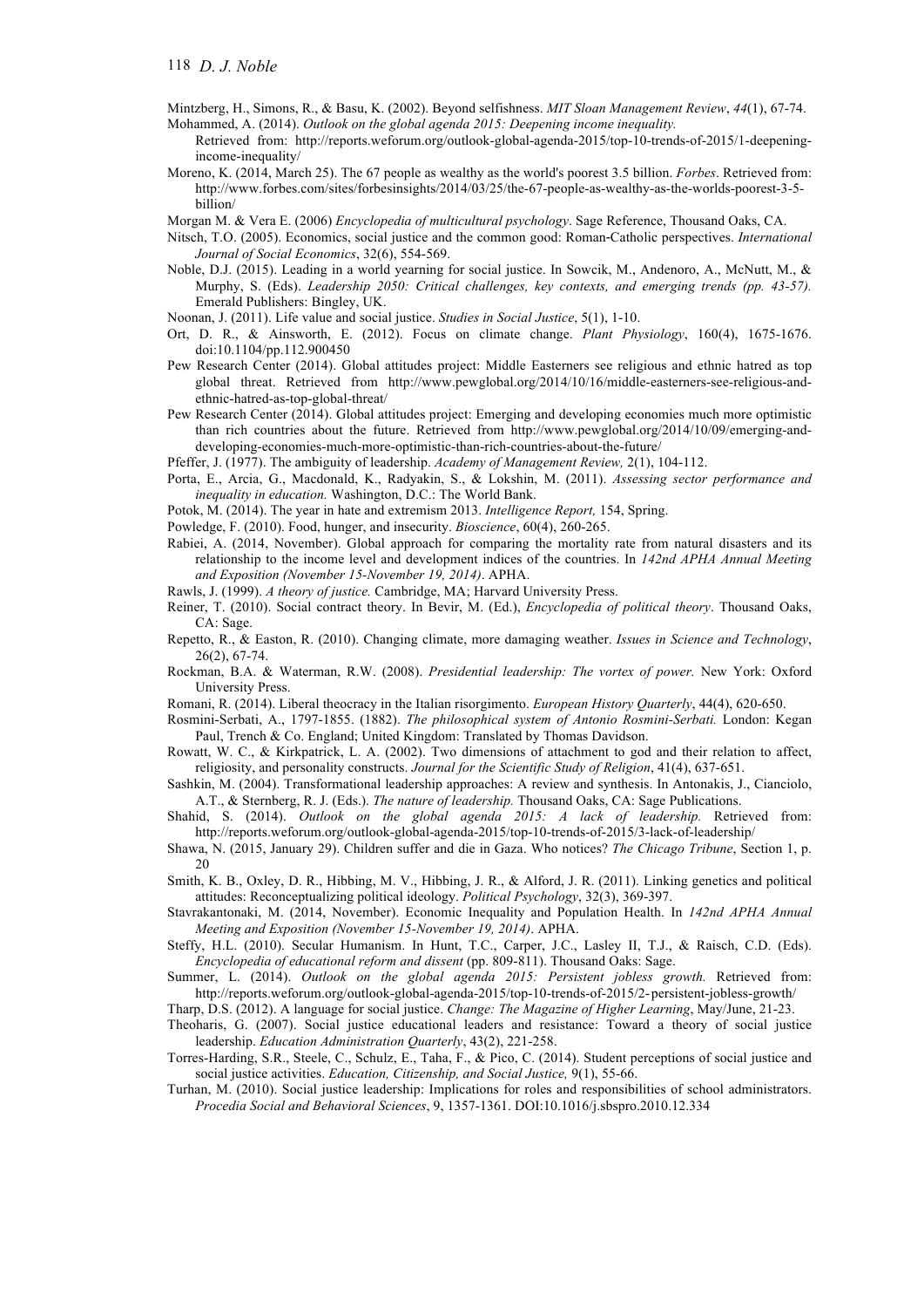Mintzberg, H., Simons, R., & Basu, K. (2002). Beyond selfishness. *MIT Sloan Management Review*, *44*(1), 67-74.

Mohammed, A. (2014). *Outlook on the global agenda 2015: Deepening income inequality.* Retrieved from: http://reports.weforum.org/outlook-global-agenda-2015/top-10-trends-of-2015/1-deepening-income-inequality/

Moreno, K. (2014, March 25). The 67 people as wealthy as the world's poorest 3.5 billion. *Forbes*. Retrieved from: http://www.forbes.com/sites/forbesinsights/2014/03/25/the-67-people-as-wealthy-as-the-worlds-poorest-3-5-billion/

Morgan M. & Vera E. (2006) *Encyclopedia of multicultural psychology*. Sage Reference, Thousand Oaks, CA.

Nitsch, T.O. (2005). Economics, social justice and the common good: Roman-Catholic perspectives. *International Journal of Social Economics*, 32(6), 554-569.

Noble, D.J. (2015). Leading in a world yearning for social justice. In Sowcik, M., Andenoro, A., McNutt, M., & Murphy, S. (Eds). *Leadership 2050: Critical challenges, key contexts, and emerging trends (pp. 43-57).* Emerald Publishers: Bingley, UK.

Noonan, J. (2011). Life value and social justice. *Studies in Social Justice*, 5(1), 1-10.

Ort, D. R., & Ainsworth, E. (2012). Focus on climate change. *Plant Physiology*, 160(4), 1675-1676. doi:10.1104/pp.112.900450

Pew Research Center (2014). Global attitudes project: Middle Easterners see religious and ethnic hatred as top global threat. Retrieved from http://www.pewglobal.org/2014/10/16/middle-easterners-see-religious-and-ethnic-hatred-as-top-global-threat/

Pew Research Center (2014). Global attitudes project: Emerging and developing economies much more optimistic than rich countries about the future. Retrieved from http://www.pewglobal.org/2014/10/09/emerging-and-developing-economies-much-more-optimistic-than-rich-countries-about-the-future/

Pfeffer, J. (1977). The ambiguity of leadership. *Academy of Management Review,* 2(1), 104-112.

Porta, E., Arcia, G., Macdonald, K., Radyakin, S., & Lokshin, M. (2011). *Assessing sector performance and inequality in education.* Washington, D.C.: The World Bank.

Potok, M. (2014). The year in hate and extremism 2013. *Intelligence Report,* 154, Spring.

Powledge, F. (2010). Food, hunger, and insecurity. *Bioscience*, 60(4), 260-265.

Rabiei, A. (2014, November). Global approach for comparing the mortality rate from natural disasters and its relationship to the income level and development indices of the countries. In *142nd APHA Annual Meeting and Exposition (November 15-November 19, 2014)*. APHA.

Rawls, J. (1999). *A theory of justice.* Cambridge, MA; Harvard University Press.

Reiner, T. (2010). Social contract theory. In Bevir, M. (Ed.), *Encyclopedia of political theory*. Thousand Oaks, CA: Sage.

Repetto, R., & Easton, R. (2010). Changing climate, more damaging weather. *Issues in Science and Technology*, 26(2), 67-74.

Rockman, B.A. & Waterman, R.W. (2008). *Presidential leadership: The vortex of power.* New York: Oxford University Press.

Romani, R. (2014). Liberal theocracy in the Italian risorgimento. *European History Quarterly*, 44(4), 620-650.

Rosmini-Serbati, A., 1797-1855. (1882). *The philosophical system of Antonio Rosmini-Serbati.* London: Kegan Paul, Trench & Co. England; United Kingdom: Translated by Thomas Davidson.

Rowatt, W. C., & Kirkpatrick, L. A. (2002). Two dimensions of attachment to god and their relation to affect, religiosity, and personality constructs. *Journal for the Scientific Study of Religion*, 41(4), 637-651.

Sashkin, M. (2004). Transformational leadership approaches: A review and synthesis. In Antonakis, J., Cianciolo, A.T., & Sternberg, R. J. (Eds.). *The nature of leadership.* Thousand Oaks, CA: Sage Publications.

Shahid, S. (2014). *Outlook on the global agenda 2015: A lack of leadership.* Retrieved from: http://reports.weforum.org/outlook-global-agenda-2015/top-10-trends-of-2015/3-lack-of-leadership/

Shawa, N. (2015, January 29). Children suffer and die in Gaza. Who notices? *The Chicago Tribune*, Section 1, p. 20

Smith, K. B., Oxley, D. R., Hibbing, M. V., Hibbing, J. R., & Alford, J. R. (2011). Linking genetics and political attitudes: Reconceptualizing political ideology. *Political Psychology*, 32(3), 369-397.

Stavrakantonaki, M. (2014, November). Economic Inequality and Population Health. In *142nd APHA Annual Meeting and Exposition (November 15-November 19, 2014)*. APHA.

Steffy, H.L. (2010). Secular Humanism. In Hunt, T.C., Carper, J.C., Lasley II, T.J., & Raisch, C.D. (Eds). *Encyclopedia of educational reform and dissent* (pp. 809-811). Thousand Oaks: Sage.

Summer, L. (2014). *Outlook on the global agenda 2015: Persistent jobless growth.* Retrieved from: http://reports.weforum.org/outlook-global-agenda-2015/top-10-trends-of-2015/2-persistent-jobless-growth/

Tharp, D.S. (2012). A language for social justice. *Change: The Magazine of Higher Learning*, May/June, 21-23.

Theoharis, G. (2007). Social justice educational leaders and resistance: Toward a theory of social justice leadership. *Education Administration Quarterly*, 43(2), 221-258.

Torres-Harding, S.R., Steele, C., Schulz, E., Taha, F., & Pico, C. (2014). Student perceptions of social justice and social justice activities. *Education, Citizenship, and Social Justice,* 9(1), 55-66.

Turhan, M. (2010). Social justice leadership: Implications for roles and responsibilities of school administrators. *Procedia Social and Behavioral Sciences*, 9, 1357-1361. DOI:10.1016/j.sbspro.2010.12.334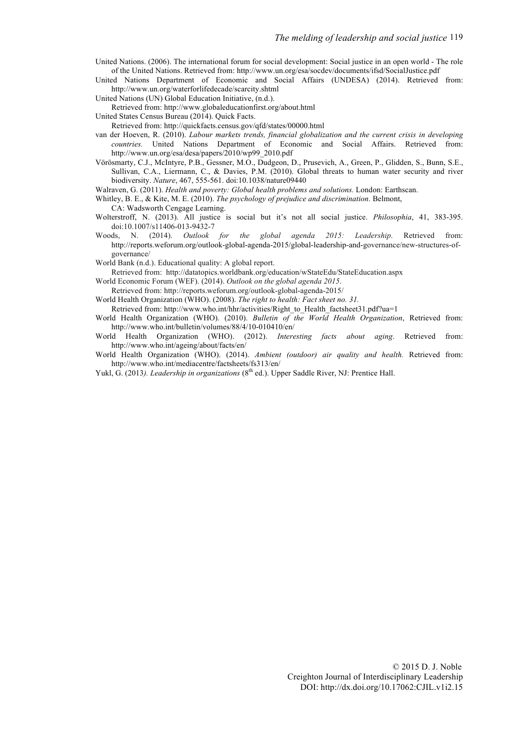United Nations. (2006). The international forum for social development: Social justice in an open world - The role of the United Nations. Retrieved from: http://www.un.org/esa/socdev/documents/ifsd/SocialJustice.pdf

United Nations Department of Economic and Social Affairs (UNDESA) (2014). Retrieved from: http://www.un.org/waterforlifedecade/scarcity.shtml

United Nations (UN) Global Education Initiative, (n.d.).
Retrieved from: http://www.globaleducationfirst.org/about.html

United States Census Bureau (2014). Quick Facts.
Retrieved from: http://quickfacts.census.gov/qfd/states/00000.html

van der Hoeven, R. (2010). *Labour markets trends, financial globalization and the current crisis in developing countries.* United Nations Department of Economic and Social Affairs. Retrieved from: http://www.un.org/esa/desa/papers/2010/wp99_2010.pdf

Vörösmarty, C.J., McIntyre, P.B., Gessner, M.O., Dudgeon, D., Prusevich, A., Green, P., Glidden, S., Bunn, S.E., Sullivan, C.A., Liermann, C., & Davies, P.M. (2010). Global threats to human water security and river biodiversity. *Nature*, 467, 555-561. doi:10.1038/nature09440

Walraven, G. (2011). *Health and poverty: Global health problems and solutions.* London: Earthscan.

Whitley, B. E., & Kite, M. E. (2010). *The psychology of prejudice and discrimination*. Belmont, CA: Wadsworth Cengage Learning.

Wolterstroff, N. (2013). All justice is social but it's not all social justice. *Philosophia*, 41, 383-395. doi:10.1007/s11406-013-9432-7

Woods, N. (2014). *Outlook for the global agenda 2015: Leadership*. Retrieved from: http://reports.weforum.org/outlook-global-agenda-2015/global-leadership-and-governance/new-structures-of-governance/

World Bank (n.d.). Educational quality: A global report.
Retrieved from: http://datatopics.worldbank.org/education/wStateEdu/StateEducation.aspx

World Economic Forum (WEF). (2014). *Outlook on the global agenda 2015*.
Retrieved from: http://reports.weforum.org/outlook-global-agenda-2015/

World Health Organization (WHO). (2008). *The right to health: Fact sheet no. 31.*
Retrieved from: http://www.who.int/hhr/activities/Right_to_Health_factsheet31.pdf?ua=1

World Health Organization (WHO). (2010). *Bulletin of the World Health Organization*, Retrieved from: http://www.who.int/bulletin/volumes/88/4/10-010410/en/

World Health Organization (WHO). (2012). *Interesting facts about aging*. Retrieved from: http://www.who.int/ageing/about/facts/en/

World Health Organization (WHO). (2014). *Ambient (outdoor) air quality and health.* Retrieved from: http://www.who.int/mediacentre/factsheets/fs313/en/

Yukl, G. (2013*). Leadership in organizations* (8th ed.). Upper Saddle River, NJ: Prentice Hall.

© 2015 D. J. Noble
Creighton Journal of Interdisciplinary Leadership
DOI: http://dx.doi.org/10.17062:CJIL.v1i2.15